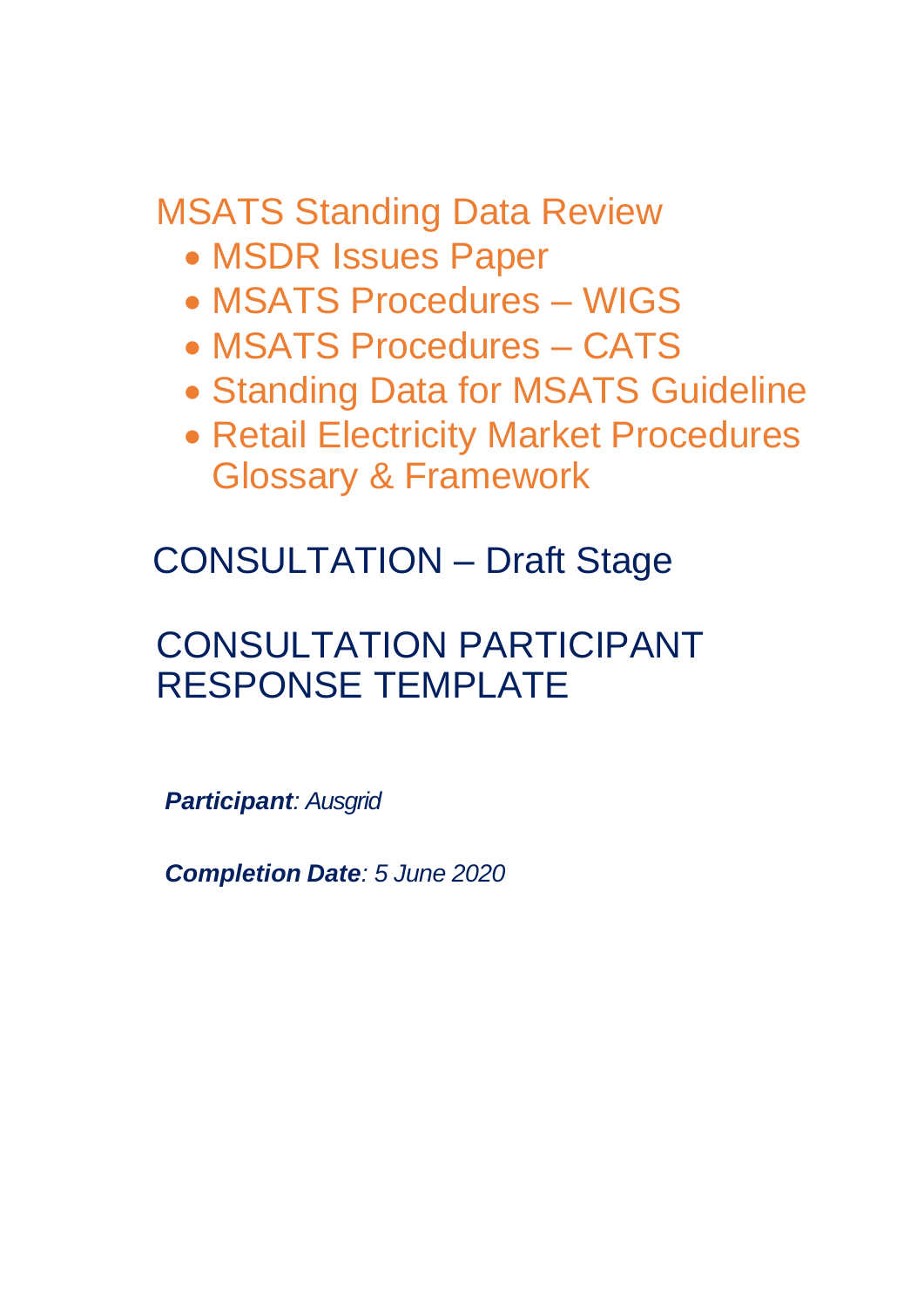# MSATS Standing Data Review

- MSDR Issues Paper
- MSATS Procedures – WIGS
- MSATS Procedures – CATS
- Standing Data for MSATS Guideline
- Retail Electricity Market Procedures Glossary & Framework

## CONSULTATION – Draft Stage

## CONSULTATION PARTICIPANT RESPONSE TEMPLATE

***Participant**: Ausgrid*

***Completion Date**: 5 June 2020*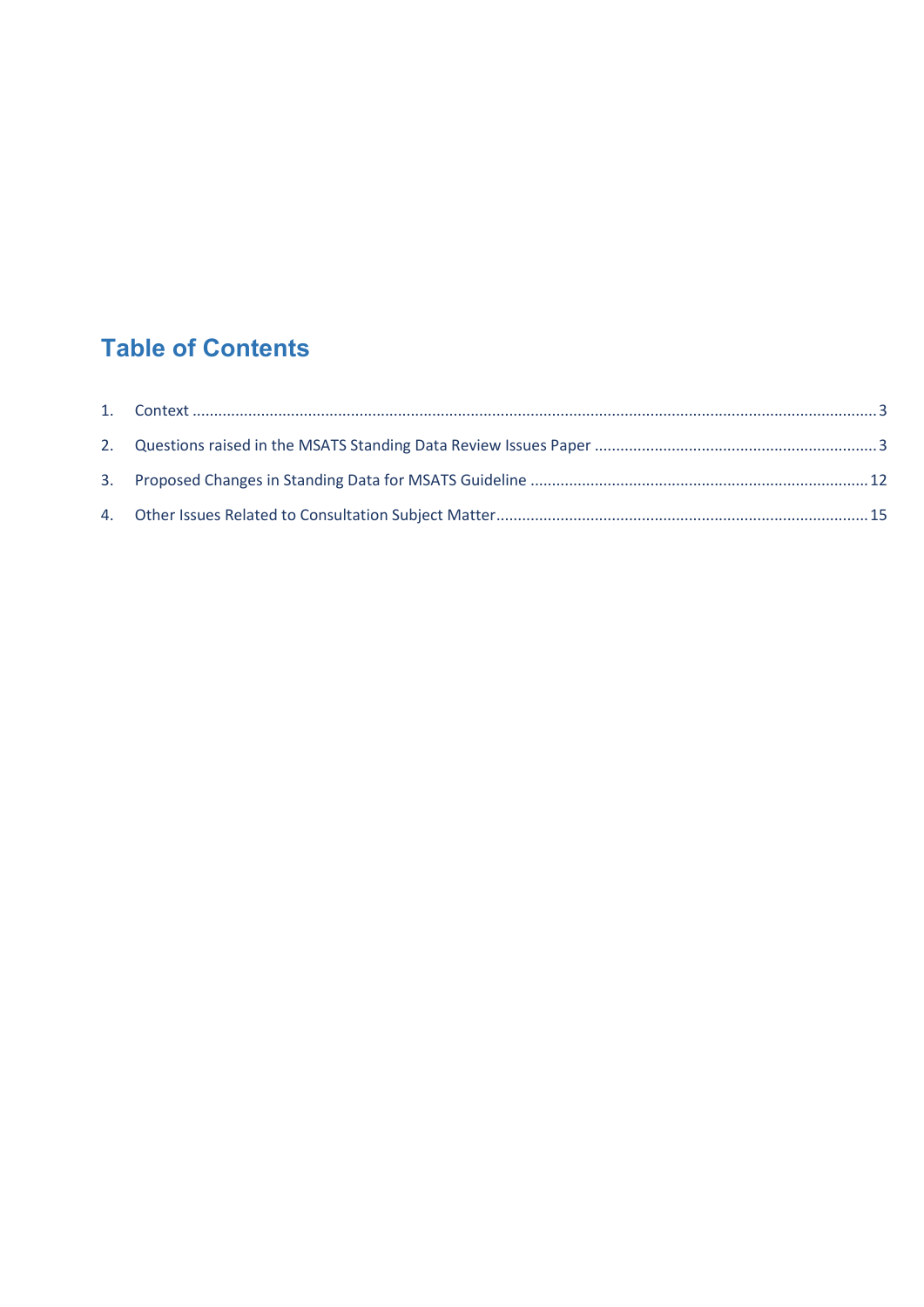# Table of Contents

1. Context ....................................................................................................................................................3
2. Questions raised in the MSATS Standing Data Review Issues Paper .................................................................3
3. Proposed Changes in Standing Data for MSATS Guideline ..............................................................................12
4. Other Issues Related to Consultation Subject Matter.....................................................................................15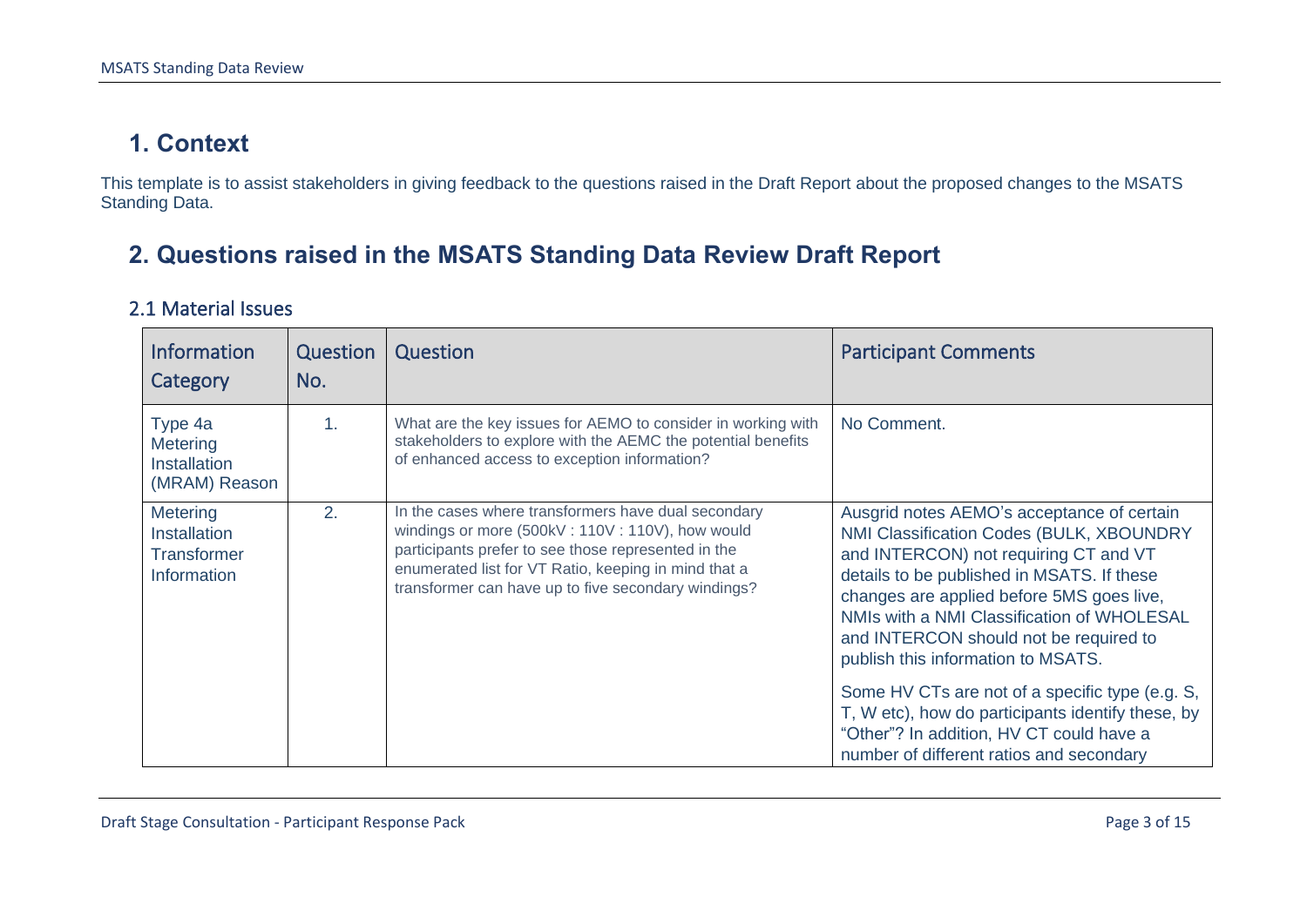# 1. Context

This template is to assist stakeholders in giving feedback to the questions raised in the Draft Report about the proposed changes to the MSATS Standing Data.

# 2. Questions raised in the MSATS Standing Data Review Draft Report

## 2.1 Material Issues

| Information Category | Question No. | Question | Participant Comments |
|---|---|---|---|
| Type 4a Metering Installation (MRAM) Reason | 1. | What are the key issues for AEMO to consider in working with stakeholders to explore with the AEMC the potential benefits of enhanced access to exception information? | No Comment. |
| Metering Installation Transformer Information | 2. | In the cases where transformers have dual secondary windings or more (500kV : 110V : 110V), how would participants prefer to see those represented in the enumerated list for VT Ratio, keeping in mind that a transformer can have up to five secondary windings? | Ausgrid notes AEMO's acceptance of certain NMI Classification Codes (BULK, XBOUNDRY and INTERCON) not requiring CT and VT details to be published in MSATS. If these changes are applied before 5MS goes live, NMIs with a NMI Classification of WHOLESAL and INTERCON should not be required to publish this information to MSATS.<br><br>Some HV CTs are not of a specific type (e.g. S, T, W etc), how do participants identify these, by "Other"? In addition, HV CT could have a number of different ratios and secondary |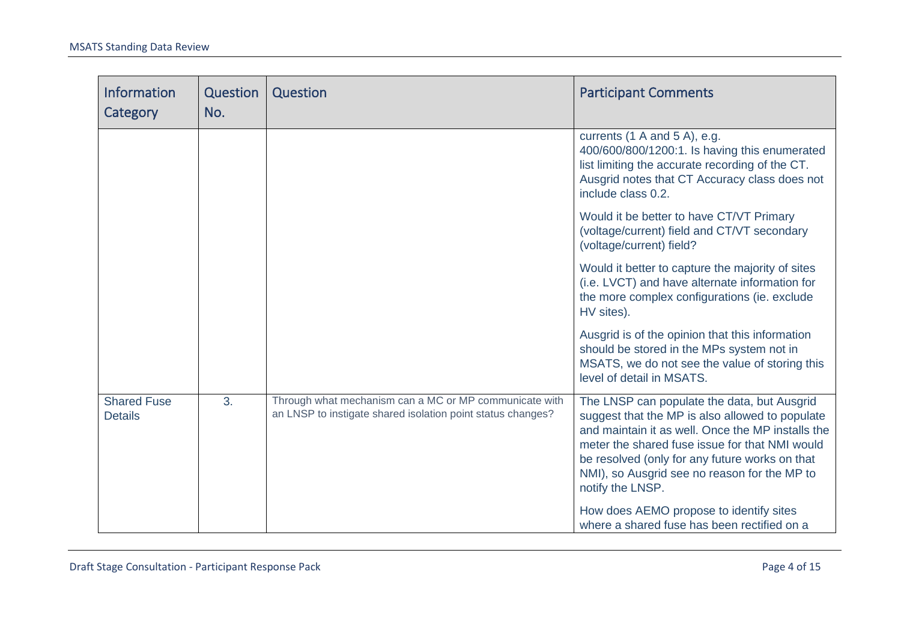| Information Category | Question No. | Question | Participant Comments |
|---|---|---|---|
| | | | currents (1 A and 5 A), e.g. 400/600/800/1200:1. Is having this enumerated list limiting the accurate recording of the CT. Ausgrid notes that CT Accuracy class does not include class 0.2.<br><br>Would it be better to have CT/VT Primary (voltage/current) field and CT/VT secondary (voltage/current) field?<br><br>Would it better to capture the majority of sites (i.e. LVCT) and have alternate information for the more complex configurations (ie. exclude HV sites).<br><br>Ausgrid is of the opinion that this information should be stored in the MPs system not in MSATS, we do not see the value of storing this level of detail in MSATS. |
| Shared Fuse Details | 3. | Through what mechanism can a MC or MP communicate with an LNSP to instigate shared isolation point status changes? | The LNSP can populate the data, but Ausgrid suggest that the MP is also allowed to populate and maintain it as well. Once the MP installs the meter the shared fuse issue for that NMI would be resolved (only for any future works on that NMI), so Ausgrid see no reason for the MP to notify the LNSP.<br><br>How does AEMO propose to identify sites where a shared fuse has been rectified on a |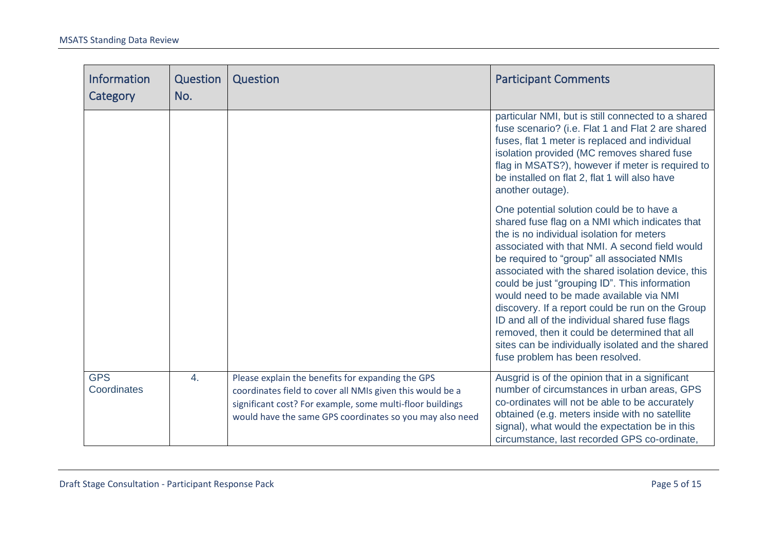| Information Category | Question No. | Question | Participant Comments |
|---|---|---|---|
| | | | particular NMI, but is still connected to a shared fuse scenario? (i.e. Flat 1 and Flat 2 are shared fuses, flat 1 meter is replaced and individual isolation provided (MC removes shared fuse flag in MSATS?), however if meter is required to be installed on flat 2, flat 1 will also have another outage).<br><br>One potential solution could be to have a shared fuse flag on a NMI which indicates that the is no individual isolation for meters associated with that NMI. A second field would be required to "group" all associated NMIs associated with the shared isolation device, this could be just "grouping ID". This information would need to be made available via NMI discovery. If a report could be run on the Group ID and all of the individual shared fuse flags removed, then it could be determined that all sites can be individually isolated and the shared fuse problem has been resolved. |
| GPS Coordinates | 4. | Please explain the benefits for expanding the GPS coordinates field to cover all NMIs given this would be a significant cost? For example, some multi-floor buildings would have the same GPS coordinates so you may also need | Ausgrid is of the opinion that in a significant number of circumstances in urban areas, GPS co-ordinates will not be able to be accurately obtained (e.g. meters inside with no satellite signal), what would the expectation be in this circumstance, last recorded GPS co-ordinate, |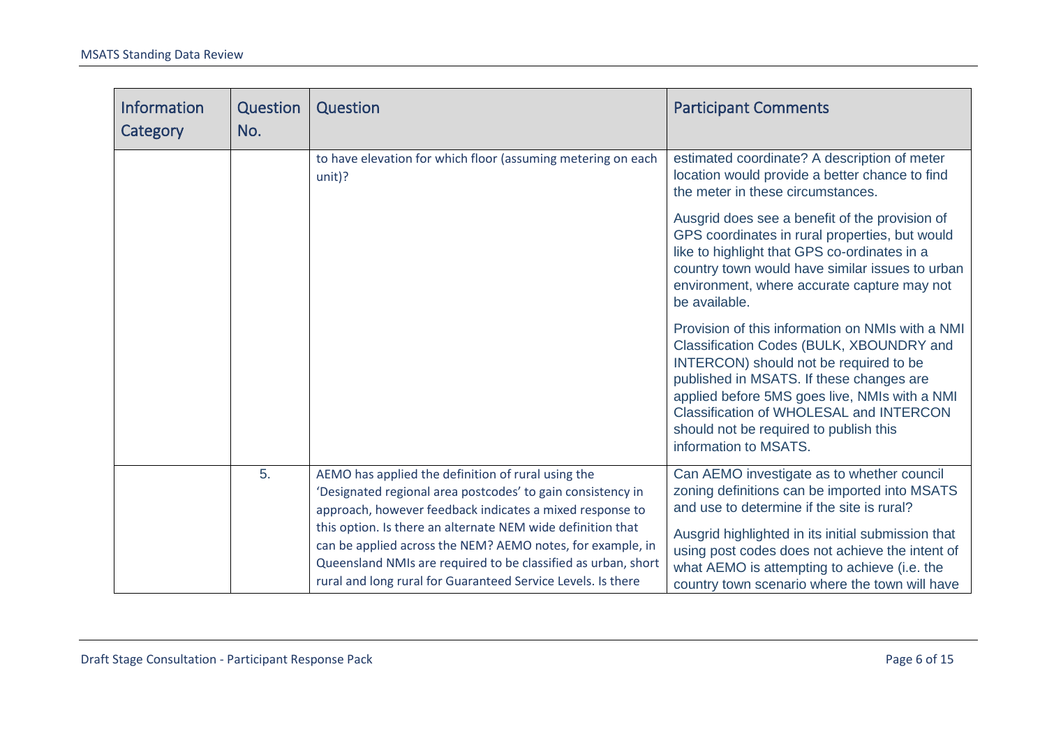| Information Category | Question No. | Question | Participant Comments |
|---|---|---|---|
| | | to have elevation for which floor (assuming metering on each unit)? | estimated coordinate? A description of meter location would provide a better chance to find the meter in these circumstances.<br><br>Ausgrid does see a benefit of the provision of GPS coordinates in rural properties, but would like to highlight that GPS co-ordinates in a country town would have similar issues to urban environment, where accurate capture may not be available.<br><br>Provision of this information on NMIs with a NMI Classification Codes (BULK, XBOUNDRY and INTERCON) should not be required to be published in MSATS. If these changes are applied before 5MS goes live, NMIs with a NMI Classification of WHOLESAL and INTERCON should not be required to publish this information to MSATS. |
| | 5. | AEMO has applied the definition of rural using the 'Designated regional area postcodes' to gain consistency in approach, however feedback indicates a mixed response to this option. Is there an alternate NEM wide definition that can be applied across the NEM? AEMO notes, for example, in Queensland NMIs are required to be classified as urban, short rural and long rural for Guaranteed Service Levels. Is there | Can AEMO investigate as to whether council zoning definitions can be imported into MSATS and use to determine if the site is rural?<br><br>Ausgrid highlighted in its initial submission that using post codes does not achieve the intent of what AEMO is attempting to achieve (i.e. the country town scenario where the town will have |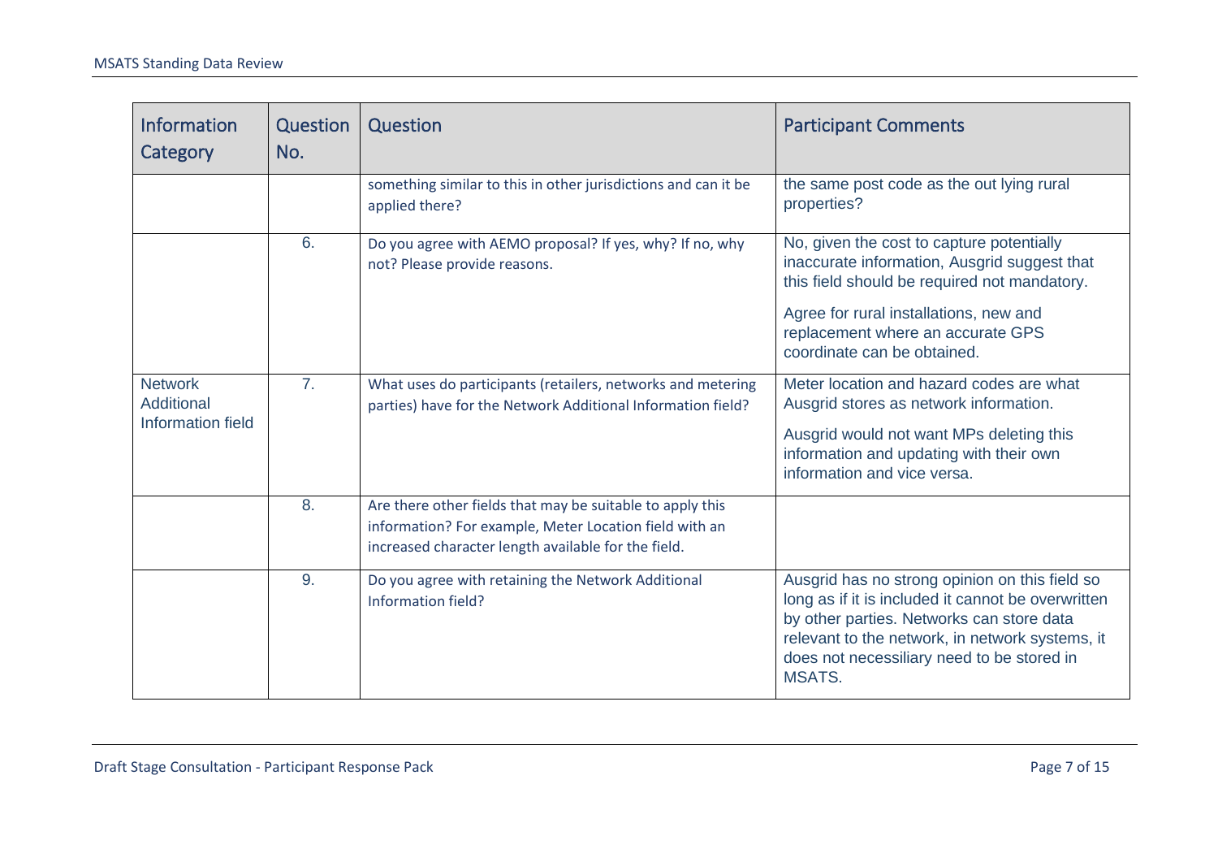| Information Category | Question No. | Question | Participant Comments |
| --- | --- | --- | --- |
| | | something similar to this in other jurisdictions and can it be applied there? | the same post code as the out lying rural properties? |
| | 6. | Do you agree with AEMO proposal? If yes, why? If no, why not? Please provide reasons. | No, given the cost to capture potentially inaccurate information, Ausgrid suggest that this field should be required not mandatory.<br><br>Agree for rural installations, new and replacement where an accurate GPS coordinate can be obtained. |
| Network Additional Information field | 7. | What uses do participants (retailers, networks and metering parties) have for the Network Additional Information field? | Meter location and hazard codes are what Ausgrid stores as network information.<br><br>Ausgrid would not want MPs deleting this information and updating with their own information and vice versa. |
| | 8. | Are there other fields that may be suitable to apply this information? For example, Meter Location field with an increased character length available for the field. | |
| | 9. | Do you agree with retaining the Network Additional Information field? | Ausgrid has no strong opinion on this field so long as if it is included it cannot be overwritten by other parties. Networks can store data relevant to the network, in network systems, it does not necessiliary need to be stored in MSATS. |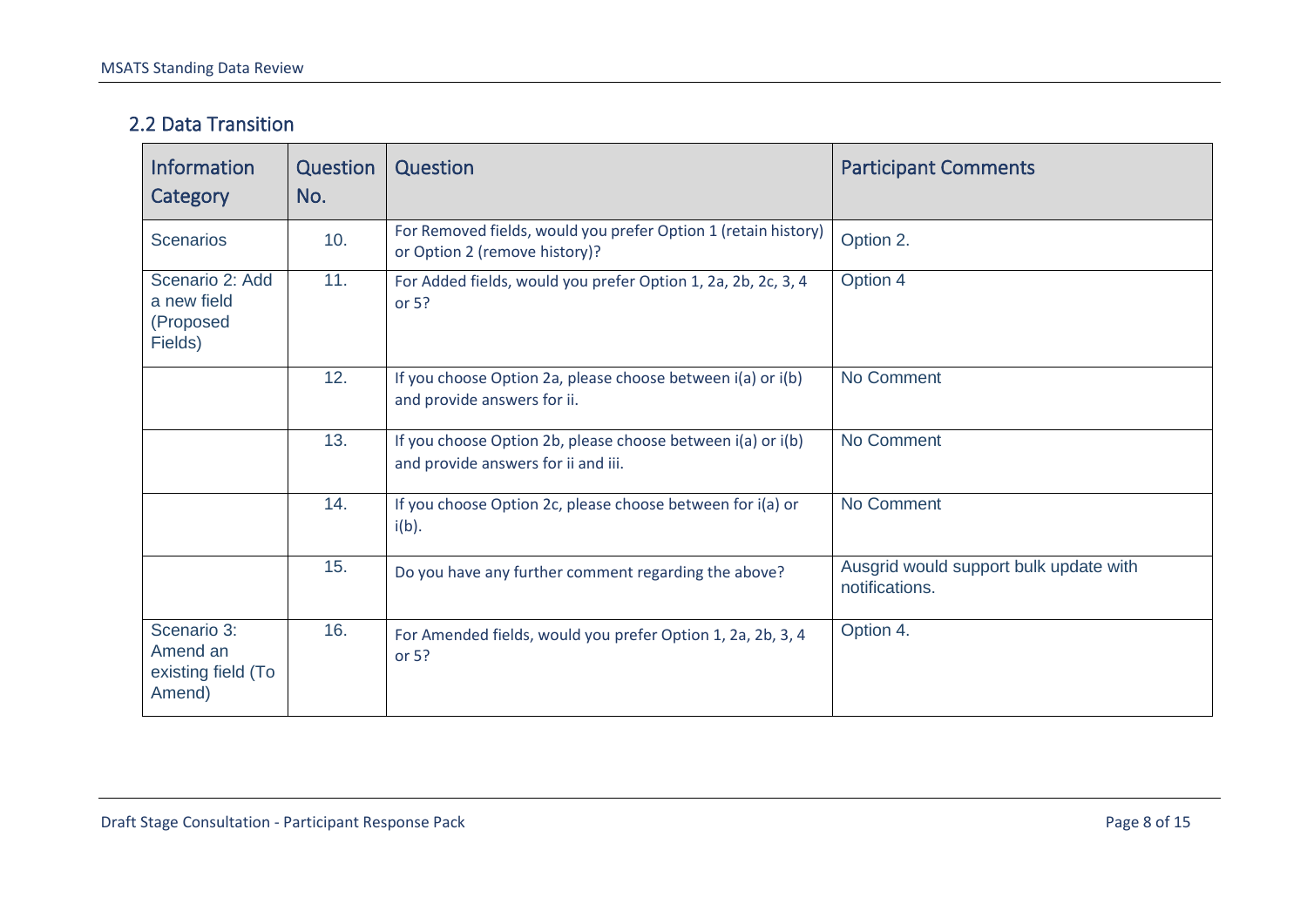## 2.2 Data Transition

| Information Category | Question No. | Question | Participant Comments |
|---|---|---|---|
| Scenarios | 10. | For Removed fields, would you prefer Option 1 (retain history) or Option 2 (remove history)? | Option 2. |
| Scenario 2: Add a new field (Proposed Fields) | 11. | For Added fields, would you prefer Option 1, 2a, 2b, 2c, 3, 4 or 5? | Option 4 |
| | 12. | If you choose Option 2a, please choose between i(a) or i(b) and provide answers for ii. | No Comment |
| | 13. | If you choose Option 2b, please choose between i(a) or i(b) and provide answers for ii and iii. | No Comment |
| | 14. | If you choose Option 2c, please choose between for i(a) or i(b). | No Comment |
| | 15. | Do you have any further comment regarding the above? | Ausgrid would support bulk update with notifications. |
| Scenario 3: Amend an existing field (To Amend) | 16. | For Amended fields, would you prefer Option 1, 2a, 2b, 3, 4 or 5? | Option 4. |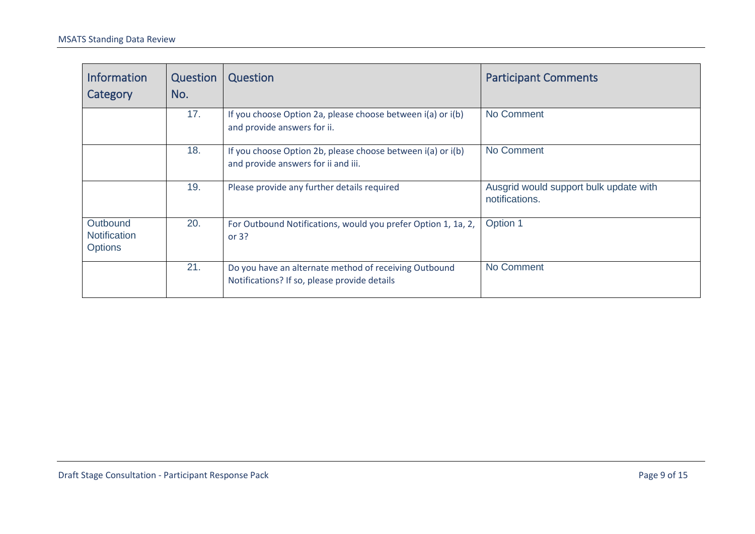| Information Category | Question No. | Question | Participant Comments |
| --- | --- | --- | --- |
| | 17. | If you choose Option 2a, please choose between i(a) or i(b) and provide answers for ii. | No Comment |
| | 18. | If you choose Option 2b, please choose between i(a) or i(b) and provide answers for ii and iii. | No Comment |
| | 19. | Please provide any further details required | Ausgrid would support bulk update with notifications. |
| Outbound Notification Options | 20. | For Outbound Notifications, would you prefer Option 1, 1a, 2, or 3? | Option 1 |
| | 21. | Do you have an alternate method of receiving Outbound Notifications? If so, please provide details | No Comment |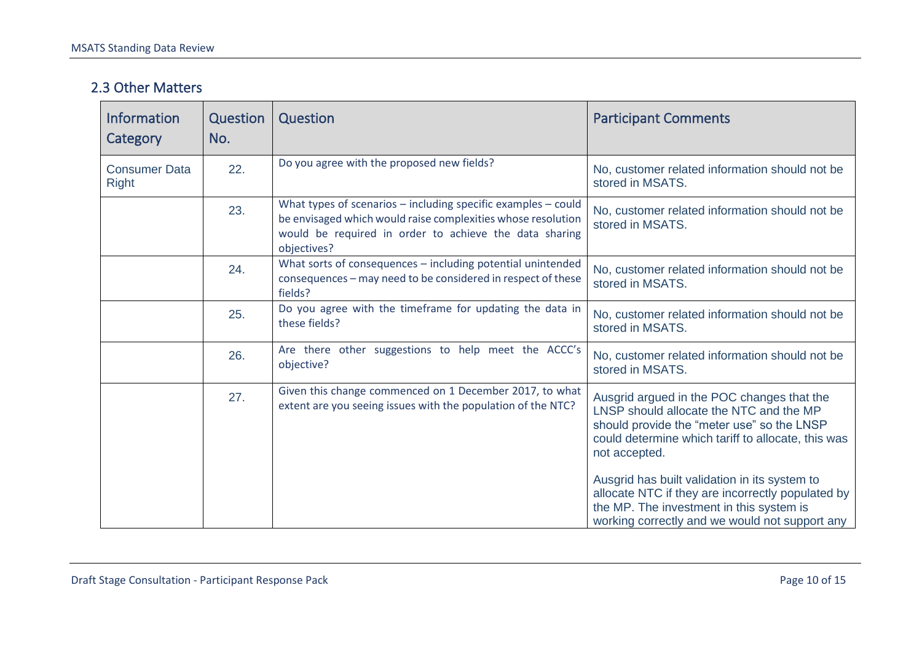## 2.3 Other Matters

| Information Category | Question No. | Question | Participant Comments |
|---|---|---|---|
| Consumer Data Right | 22. | Do you agree with the proposed new fields? | No, customer related information should not be stored in MSATS. |
| | 23. | What types of scenarios – including specific examples – could be envisaged which would raise complexities whose resolution would be required in order to achieve the data sharing objectives? | No, customer related information should not be stored in MSATS. |
| | 24. | What sorts of consequences – including potential unintended consequences – may need to be considered in respect of these fields? | No, customer related information should not be stored in MSATS. |
| | 25. | Do you agree with the timeframe for updating the data in these fields? | No, customer related information should not be stored in MSATS. |
| | 26. | Are there other suggestions to help meet the ACCC's objective? | No, customer related information should not be stored in MSATS. |
| | 27. | Given this change commenced on 1 December 2017, to what extent are you seeing issues with the population of the NTC? | Ausgrid argued in the POC changes that the LNSP should allocate the NTC and the MP should provide the "meter use" so the LNSP could determine which tariff to allocate, this was not accepted.<br><br>Ausgrid has built validation in its system to allocate NTC if they are incorrectly populated by the MP. The investment in this system is working correctly and we would not support any |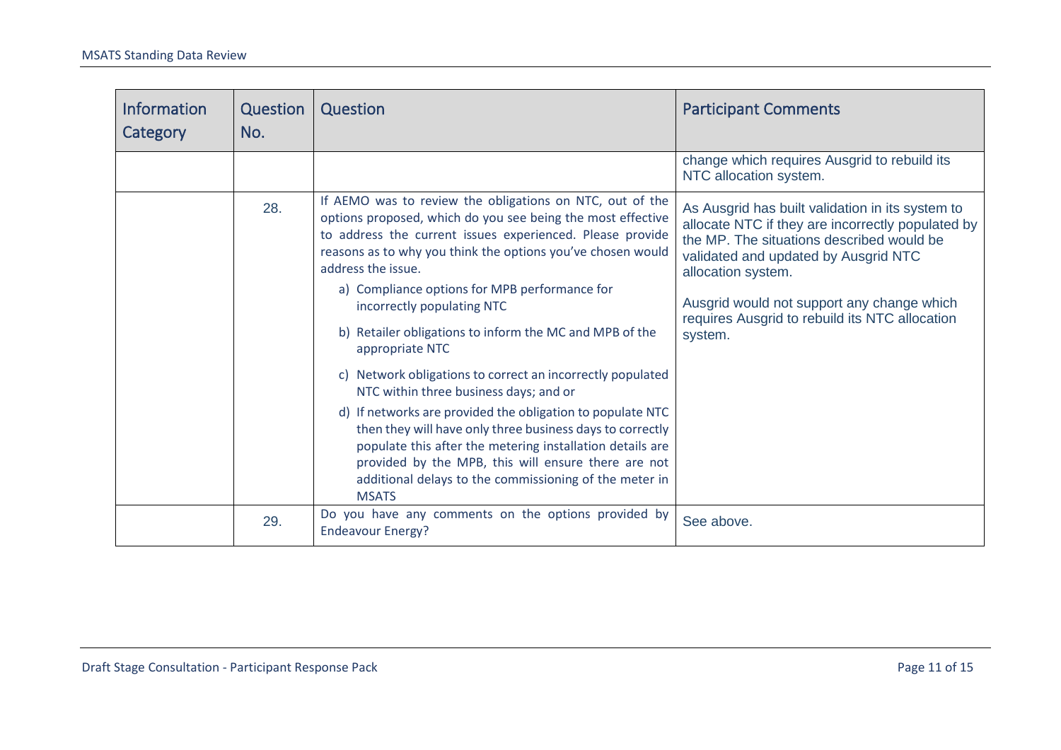| Information Category | Question No. | Question | Participant Comments |
|---|---|---|---|
| | | | change which requires Ausgrid to rebuild its NTC allocation system. |
| | 28. | If AEMO was to review the obligations on NTC, out of the options proposed, which do you see being the most effective to address the current issues experienced. Please provide reasons as to why you think the options you've chosen would address the issue.<br>a) Compliance options for MPB performance for incorrectly populating NTC<br>b) Retailer obligations to inform the MC and MPB of the appropriate NTC<br>c) Network obligations to correct an incorrectly populated NTC within three business days; and or<br>d) If networks are provided the obligation to populate NTC then they will have only three business days to correctly populate this after the metering installation details are provided by the MPB, this will ensure there are not additional delays to the commissioning of the meter in MSATS | As Ausgrid has built validation in its system to allocate NTC if they are incorrectly populated by the MP. The situations described would be validated and updated by Ausgrid NTC allocation system.<br><br>Ausgrid would not support any change which requires Ausgrid to rebuild its NTC allocation system. |
| | 29. | Do you have any comments on the options provided by Endeavour Energy? | See above. |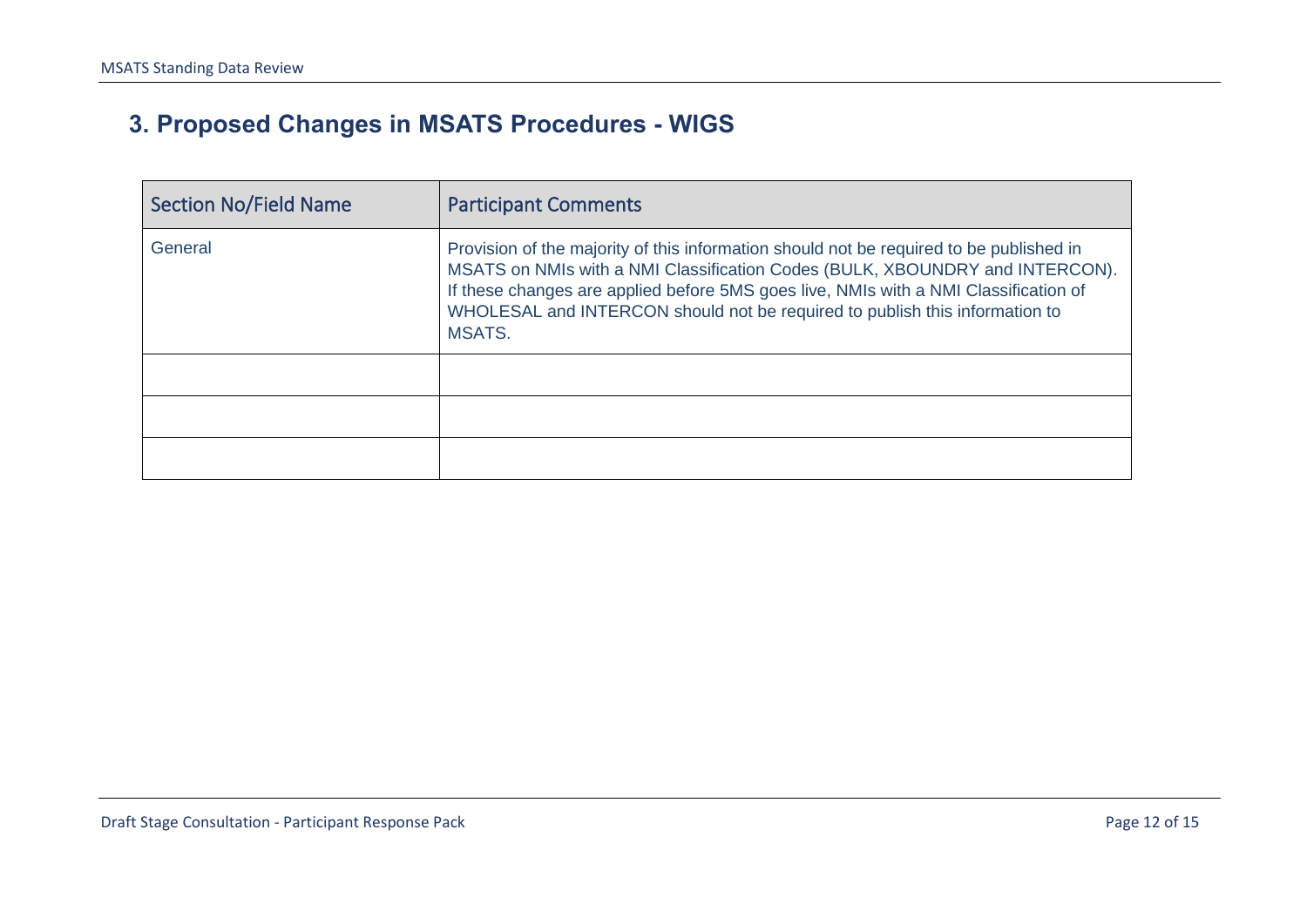## 3. Proposed Changes in MSATS Procedures - WIGS

| Section No/Field Name | Participant Comments |
| --- | --- |
| General | Provision of the majority of this information should not be required to be published in MSATS on NMIs with a NMI Classification Codes (BULK, XBOUNDRY and INTERCON). If these changes are applied before 5MS goes live, NMIs with a NMI Classification of WHOLESAL and INTERCON should not be required to publish this information to MSATS. |
| | |
| | |
| | |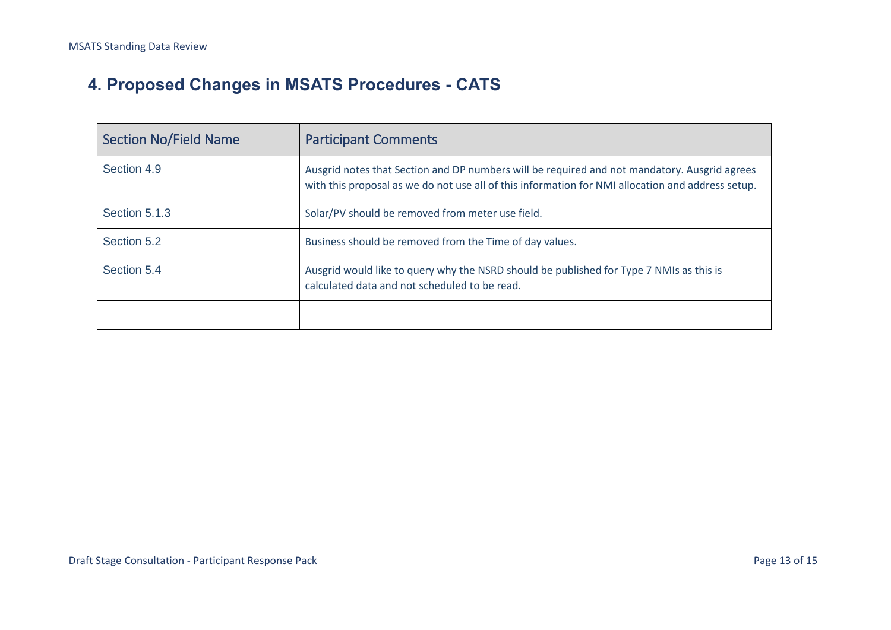## 4. Proposed Changes in MSATS Procedures - CATS

| Section No/Field Name | Participant Comments |
| --- | --- |
| Section 4.9 | Ausgrid notes that Section and DP numbers will be required and not mandatory. Ausgrid agrees with this proposal as we do not use all of this information for NMI allocation and address setup. |
| Section 5.1.3 | Solar/PV should be removed from meter use field. |
| Section 5.2 | Business should be removed from the Time of day values. |
| Section 5.4 | Ausgrid would like to query why the NSRD should be published for Type 7 NMIs as this is calculated data and not scheduled to be read. |
| | |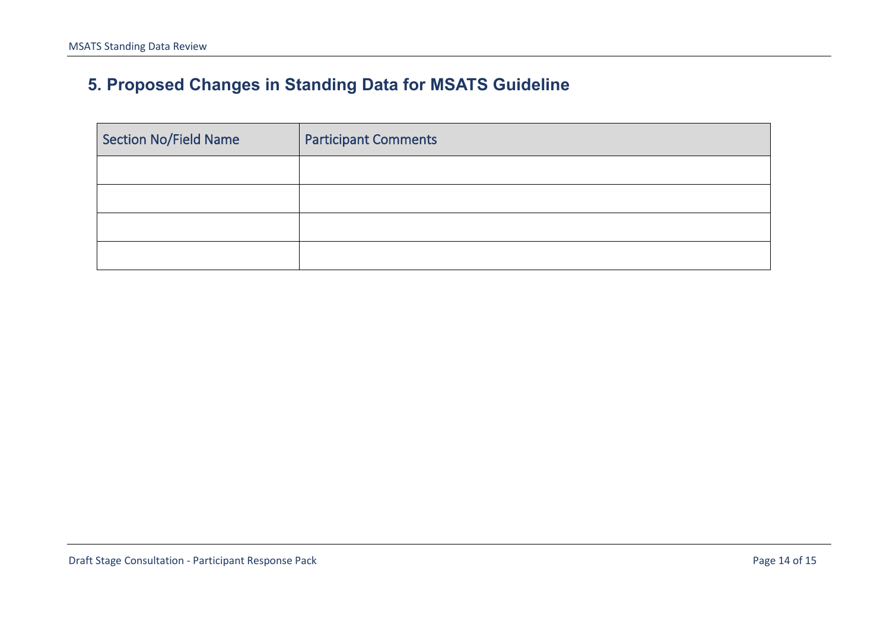## 5. Proposed Changes in Standing Data for MSATS Guideline

| Section No/Field Name | Participant Comments |
| --- | --- |
| | |
| | |
| | |
| | |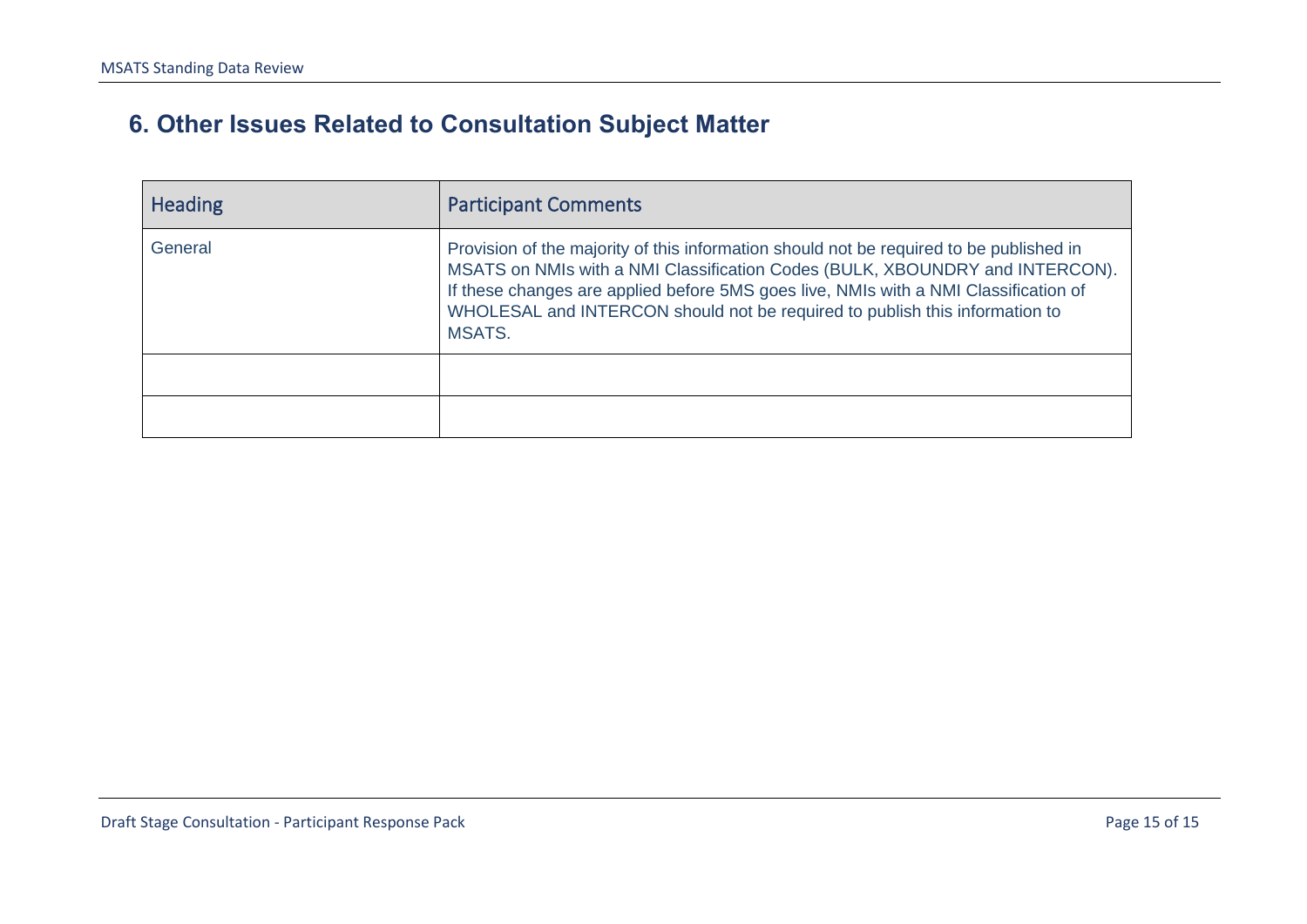## 6. Other Issues Related to Consultation Subject Matter

| Heading | Participant Comments |
|---|---|
| General | Provision of the majority of this information should not be required to be published in MSATS on NMIs with a NMI Classification Codes (BULK, XBOUNDRY and INTERCON). If these changes are applied before 5MS goes live, NMIs with a NMI Classification of WHOLESAL and INTERCON should not be required to publish this information to MSATS. |
| | |
| | |